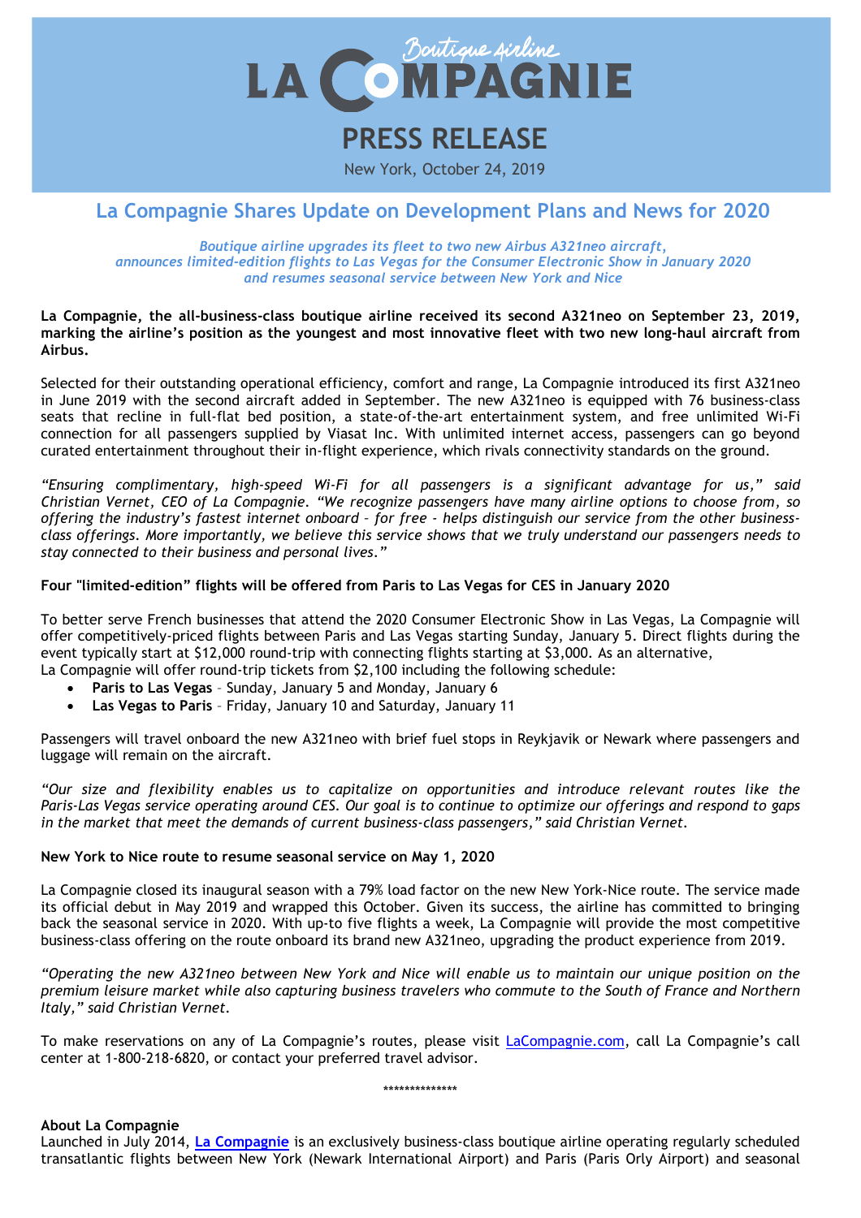# LA COMPAGNIE

Boutique Airline

## PRESS RELEASE

New York, October 24, 2019

## La Compagnie Shares Update on Development Plans and News for 2020

*Boutique airline upgrades its fleet to two new Airbus A321neo aircraft, announces limited-edition flights to Las Vegas for the Consumer Electronic Show in January 2020 and resumes seasonal service between New York and Nice*

**La Compagnie, the all-business-class boutique airline received its second A321neo on September 23, 2019, marking the airline's position as the youngest and most innovative fleet with two new long-haul aircraft from Airbus.**

Selected for their outstanding operational efficiency, comfort and range, La Compagnie introduced its first A321neo in June 2019 with the second aircraft added in September. The new A321neo is equipped with 76 business-class seats that recline in full-flat bed position, a state-of-the-art entertainment system, and free unlimited Wi-Fi connection for all passengers supplied by Viasat Inc. With unlimited internet access, passengers can go beyond curated entertainment throughout their in-flight experience, which rivals connectivity standards on the ground.

*"Ensuring complimentary, high-speed Wi-Fi for all passengers is a significant advantage for us," said Christian Vernet, CEO of La Compagnie. "We recognize passengers have many airline options to choose from, so offering the industry's fastest internet onboard - for free - helps distinguish our service from the other business-class offerings. More importantly, we believe this service shows that we truly understand our passengers needs to stay connected to their business and personal lives."*

**Four "limited-edition" flights will be offered from Paris to Las Vegas for CES in January 2020**

To better serve French businesses that attend the 2020 Consumer Electronic Show in Las Vegas, La Compagnie will offer competitively-priced flights between Paris and Las Vegas starting Sunday, January 5. Direct flights during the event typically start at $12,000 round-trip with connecting flights starting at $3,000. As an alternative, La Compagnie will offer round-trip tickets from $2,100 including the following schedule:

- **Paris to Las Vegas** – Sunday, January 5 and Monday, January 6
- **Las Vegas to Paris** – Friday, January 10 and Saturday, January 11

Passengers will travel onboard the new A321neo with brief fuel stops in Reykjavik or Newark where passengers and luggage will remain on the aircraft.

*"Our size and flexibility enables us to capitalize on opportunities and introduce relevant routes like the Paris-Las Vegas service operating around CES. Our goal is to continue to optimize our offerings and respond to gaps in the market that meet the demands of current business-class passengers," said Christian Vernet.*

**New York to Nice route to resume seasonal service on May 1, 2020**

La Compagnie closed its inaugural season with a 79% load factor on the new New York-Nice route. The service made its official debut in May 2019 and wrapped this October. Given its success, the airline has committed to bringing back the seasonal service in 2020. With up-to five flights a week, La Compagnie will provide the most competitive business-class offering on the route onboard its brand new A321neo, upgrading the product experience from 2019.

*"Operating the new A321neo between New York and Nice will enable us to maintain our unique position on the premium leisure market while also capturing business travelers who commute to the South of France and Northern Italy," said Christian Vernet.*

To make reservations on any of La Compagnie's routes, please visit LaCompagnie.com, call La Compagnie's call center at 1-800-218-6820, or contact your preferred travel advisor.

**************

**About La Compagnie**

Launched in July 2014, **La Compagnie** is an exclusively business-class boutique airline operating regularly scheduled transatlantic flights between New York (Newark International Airport) and Paris (Paris Orly Airport) and seasonal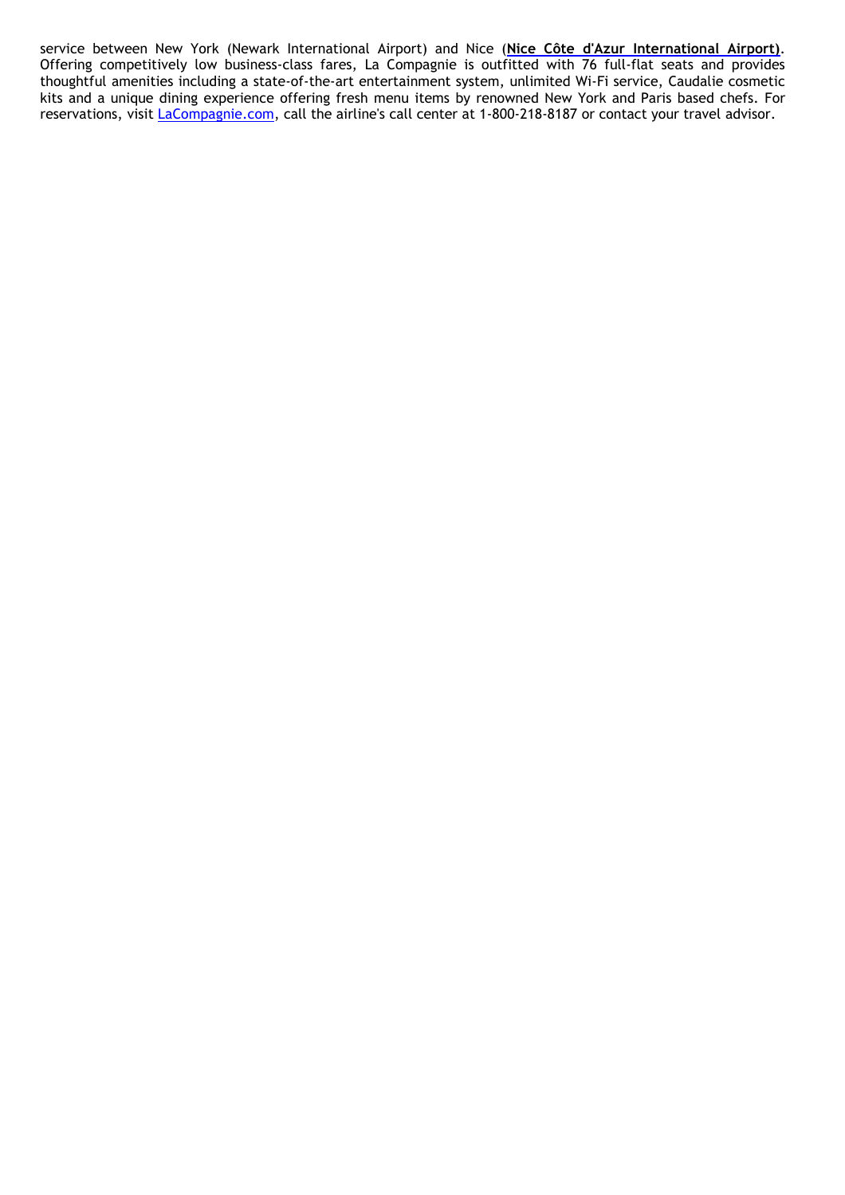service between New York (Newark International Airport) and Nice (**Nice Côte d'Azur International Airport**). Offering competitively low business-class fares, La Compagnie is outfitted with 76 full-flat seats and provides thoughtful amenities including a state-of-the-art entertainment system, unlimited Wi-Fi service, Caudalie cosmetic kits and a unique dining experience offering fresh menu items by renowned New York and Paris based chefs. For reservations, visit LaCompagnie.com, call the airline's call center at 1-800-218-8187 or contact your travel advisor.